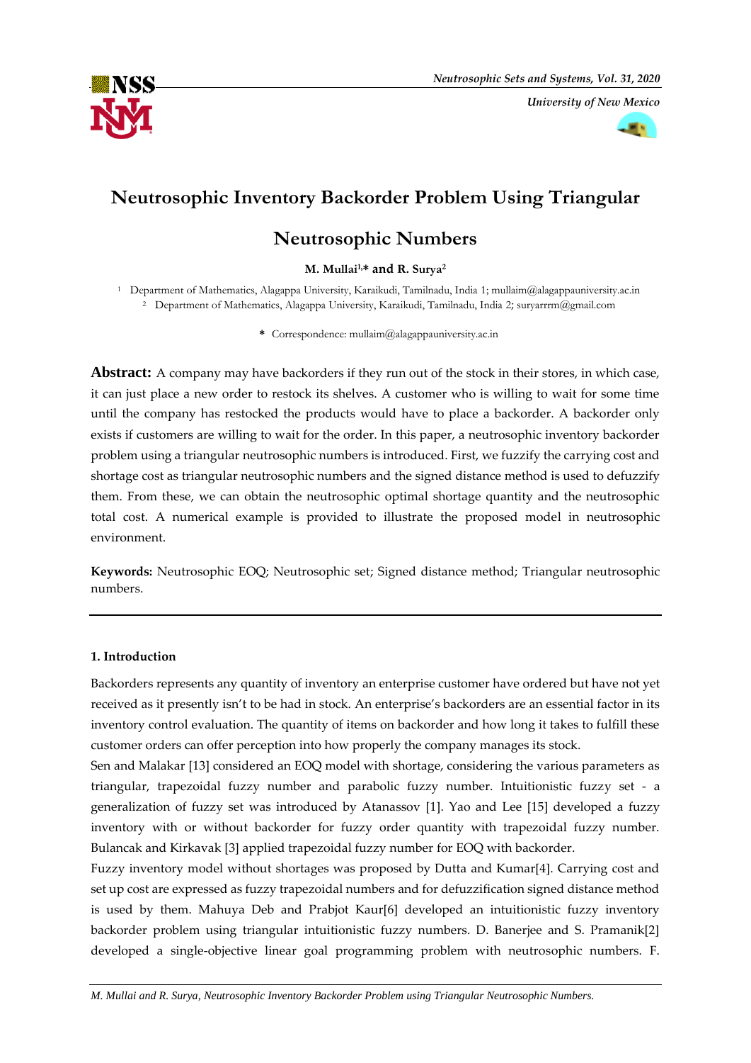# Neutrosophic Inventory Backorder Problem Using Triangular Neutrosophic Numbers

**M. Mullai[1,*] and R. Surya[2]**

[1] Department of Mathematics, Alagappa University, Karaikudi, Tamilnadu, India 1; mullaim@alagappauniversity.ac.in

[2] Department of Mathematics, Alagappa University, Karaikudi, Tamilnadu, India 2; suryarrrm@gmail.com

\* Correspondence: mullaim@alagappauniversity.ac.in

**Abstract:** A company may have backorders if they run out of the stock in their stores, in which case, it can just place a new order to restock its shelves. A customer who is willing to wait for some time until the company has restocked the products would have to place a backorder. A backorder only exists if customers are willing to wait for the order. In this paper, a neutrosophic inventory backorder problem using a triangular neutrosophic numbers is introduced. First, we fuzzify the carrying cost and shortage cost as triangular neutrosophic numbers and the signed distance method is used to defuzzify them. From these, we can obtain the neutrosophic optimal shortage quantity and the neutrosophic total cost. A numerical example is provided to illustrate the proposed model in neutrosophic environment.

**Keywords:** Neutrosophic EOQ; Neutrosophic set; Signed distance method; Triangular neutrosophic numbers.

## 1. Introduction

Backorders represents any quantity of inventory an enterprise customer have ordered but have not yet received as it presently isn't to be had in stock. An enterprise's backorders are an essential factor in its inventory control evaluation. The quantity of items on backorder and how long it takes to fulfill these customer orders can offer perception into how properly the company manages its stock.

Sen and Malakar [13] considered an EOQ model with shortage, considering the various parameters as triangular, trapezoidal fuzzy number and parabolic fuzzy number. Intuitionistic fuzzy set - a generalization of fuzzy set was introduced by Atanassov [1]. Yao and Lee [15] developed a fuzzy inventory with or without backorder for fuzzy order quantity with trapezoidal fuzzy number. Bulancak and Kirkavak [3] applied trapezoidal fuzzy number for EOQ with backorder.

Fuzzy inventory model without shortages was proposed by Dutta and Kumar[4]. Carrying cost and set up cost are expressed as fuzzy trapezoidal numbers and for defuzzification signed distance method is used by them. Mahuya Deb and Prabjot Kaur[6] developed an intuitionistic fuzzy inventory backorder problem using triangular intuitionistic fuzzy numbers. D. Banerjee and S. Pramanik[2] developed a single-objective linear goal programming problem with neutrosophic numbers. F.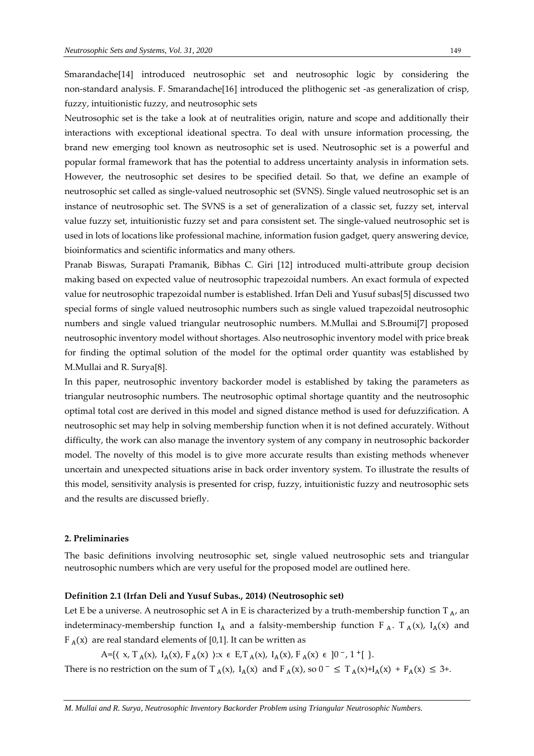Smarandache[14] introduced neutrosophic set and neutrosophic logic by considering the non-standard analysis. F. Smarandache[16] introduced the plithogenic set -as generalization of crisp, fuzzy, intuitionistic fuzzy, and neutrosophic sets

Neutrosophic set is the take a look at of neutralities origin, nature and scope and additionally their interactions with exceptional ideational spectra. To deal with unsure information processing, the brand new emerging tool known as neutrosophic set is used. Neutrosophic set is a powerful and popular formal framework that has the potential to address uncertainty analysis in information sets. However, the neutrosophic set desires to be specified detail. So that, we define an example of neutrosophic set called as single-valued neutrosophic set (SVNS). Single valued neutrosophic set is an instance of neutrosophic set. The SVNS is a set of generalization of a classic set, fuzzy set, interval value fuzzy set, intuitionistic fuzzy set and para consistent set. The single-valued neutrosophic set is used in lots of locations like professional machine, information fusion gadget, query answering device, bioinformatics and scientific informatics and many others.

Pranab Biswas, Surapati Pramanik, Bibhas C. Giri [12] introduced multi-attribute group decision making based on expected value of neutrosophic trapezoidal numbers. An exact formula of expected value for neutrosophic trapezoidal number is established. Irfan Deli and Yusuf subas[5] discussed two special forms of single valued neutrosophic numbers such as single valued trapezoidal neutrosophic numbers and single valued triangular neutrosophic numbers. M.Mullai and S.Broumi[7] proposed neutrosophic inventory model without shortages. Also neutrosophic inventory model with price break for finding the optimal solution of the model for the optimal order quantity was established by M.Mullai and R. Surya[8].

In this paper, neutrosophic inventory backorder model is established by taking the parameters as triangular neutrosophic numbers. The neutrosophic optimal shortage quantity and the neutrosophic optimal total cost are derived in this model and signed distance method is used for defuzzification. A neutrosophic set may help in solving membership function when it is not defined accurately. Without difficulty, the work can also manage the inventory system of any company in neutrosophic backorder model. The novelty of this model is to give more accurate results than existing methods whenever uncertain and unexpected situations arise in back order inventory system. To illustrate the results of this model, sensitivity analysis is presented for crisp, fuzzy, intuitionistic fuzzy and neutrosophic sets and the results are discussed briefly.

## 2. Preliminaries

The basic definitions involving neutrosophic set, single valued neutrosophic sets and triangular neutrosophic numbers which are very useful for the proposed model are outlined here.

**Definition 2.1 (Irfan Deli and Yusuf Subas., 2014) (Neutrosophic set)**

Let E be a universe. A neutrosophic set A in E is characterized by a truth-membership function $T_A$, an indeterminacy-membership function $I_A$ and a falsity-membership function $F_A$. $T_A(x)$, $I_A(x)$ and $F_A(x)$ are real standard elements of [0,1]. It can be written as

$$A=\{\langle x, T_A(x), I_A(x), F_A(x) \rangle : x \in E, T_A(x), I_A(x), F_A(x) \in ]0^-, 1^+[ \}.$$

There is no restriction on the sum of $T_A(x)$, $I_A(x)$ and $F_A(x)$, so $0^- \leq T_A(x)+I_A(x) + F_A(x) \leq 3+$.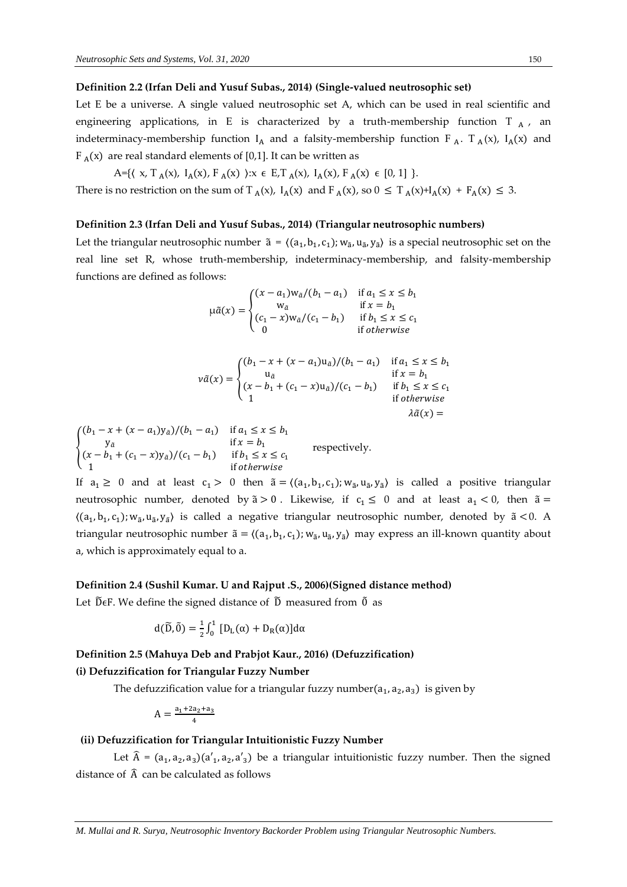**Definition 2.2 (Irfan Deli and Yusuf Subas., 2014) (Single-valued neutrosophic set)**

Let E be a universe. A single valued neutrosophic set A, which can be used in real scientific and engineering applications, in E is characterized by a truth-membership function $T_A$, an indeterminacy-membership function $I_A$ and a falsity-membership function $F_A$. $T_A(x)$, $I_A(x)$ and $F_A(x)$ are real standard elements of [0,1]. It can be written as

$$A=\{\langle x, T_A(x), I_A(x), F_A(x)\rangle : x \in E, T_A(x), I_A(x), F_A(x) \in [0, 1]\}.$$

There is no restriction on the sum of $T_A(x)$, $I_A(x)$ and $F_A(x)$, so $0 \leq T_A(x)+I_A(x) + F_A(x) \leq 3$.

**Definition 2.3 (Irfan Deli and Yusuf Subas., 2014) (Triangular neutrosophic numbers)**

Let the triangular neutrosophic number $\tilde{a} = \langle(a_1, b_1, c_1); w_{\tilde{a}}, u_{\tilde{a}}, y_{\tilde{a}}\rangle$ is a special neutrosophic set on the real line set R, whose truth-membership, indeterminacy-membership, and falsity-membership functions are defined as follows:

$$\mu\tilde{a}(x) = \begin{cases} (x - a_1)w_{\tilde{a}}/(b_1 - a_1) & \text{if } a_1 \leq x \leq b_1 \\ w_{\tilde{a}} & \text{if } x = b_1 \\ (c_1 - x)w_{\tilde{a}}/(c_1 - b_1) & \text{if } b_1 \leq x \leq c_1 \\ 0 & \text{if } otherwise \end{cases}$$

$$\nu\tilde{a}(x) = \begin{cases} (b_1 - x + (x - a_1)u_{\tilde{a}})/(b_1 - a_1) & \text{if } a_1 \leq x \leq b_1 \\ u_{\tilde{a}} & \text{if } x = b_1 \\ (x - b_1 + (c_1 - x)u_{\tilde{a}})/(c_1 - b_1) & \text{if } b_1 \leq x \leq c_1 \\ 1 & \text{if } otherwise \end{cases}$$

$$\lambda\tilde{a}(x) = \begin{cases} (b_1 - x + (x - a_1)y_{\tilde{a}})/(b_1 - a_1) & \text{if } a_1 \leq x \leq b_1 \\ y_{\tilde{a}} & \text{if } x = b_1 \\ (x - b_1 + (c_1 - x)y_{\tilde{a}})/(c_1 - b_1) & \text{if } b_1 \leq x \leq c_1 \\ 1 & \text{if } otherwise \end{cases}$$

respectively.

If $a_1 \geq 0$ and at least $c_1 > 0$ then $\tilde{a} = \langle(a_1, b_1, c_1); w_{\tilde{a}}, u_{\tilde{a}}, y_{\tilde{a}}\rangle$ is called a positive triangular neutrosophic number, denoted by $\tilde{a} > 0$. Likewise, if $c_1 \leq 0$ and at least $a_1 < 0$, then $\tilde{a} = \langle(a_1, b_1, c_1); w_{\tilde{a}}, u_{\tilde{a}}, y_{\tilde{a}}\rangle$ is called a negative triangular neutrosophic number, denoted by $\tilde{a} < 0$. A triangular neutrosophic number $\tilde{a} = \langle(a_1, b_1, c_1); w_{\tilde{a}}, u_{\tilde{a}}, y_{\tilde{a}}\rangle$ may express an ill-known quantity about a, which is approximately equal to a.

**Definition 2.4 (Sushil Kumar. U and Rajput .S., 2006)(Signed distance method)**

Let $\tilde{D} \in F$. We define the signed distance of $\tilde{D}$ measured from $\tilde{0}$ as

$$d(\tilde{D}, \tilde{0}) = \frac{1}{2}\int_0^1 [D_L(\alpha) + D_R(\alpha)]d\alpha$$

**Definition 2.5 (Mahuya Deb and Prabjot Kaur., 2016) (Defuzzification)**

**(i) Defuzzification for Triangular Fuzzy Number**

The defuzzification value for a triangular fuzzy number$(a_1, a_2, a_3)$ is given by

$$A = \frac{a_1 + 2a_2 + a_3}{4}$$

**(ii) Defuzzification for Triangular Intuitionistic Fuzzy Number**

Let $\widehat{A} = (a_1, a_2, a_3)(a'_1, a_2, a'_3)$ be a triangular intuitionistic fuzzy number. Then the signed distance of $\widehat{A}$ can be calculated as follows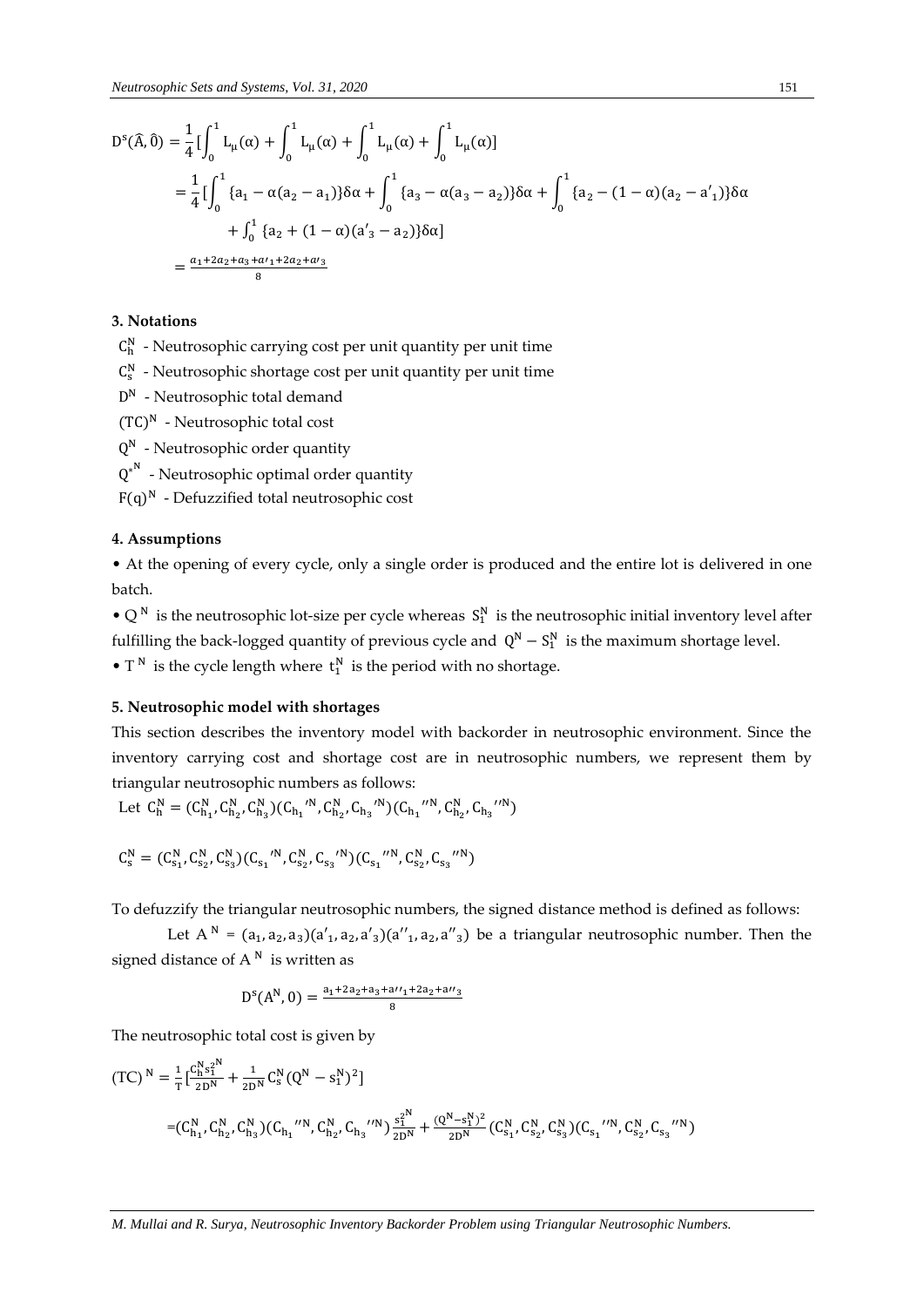$$D^s(\hat{A},\hat{0}) = \frac{1}{4}\left[\int_0^1 L_\mu(\alpha) + \int_0^1 L_\mu(\alpha) + \int_0^1 L_\mu(\alpha) + \int_0^1 L_\mu(\alpha)\right]$$

$$= \frac{1}{4}\left[\int_0^1 \{a_1 - \alpha(a_2 - a_1)\}\delta\alpha + \int_0^1 \{a_3 - \alpha(a_3 - a_2)\}\delta\alpha + \int_0^1 \{a_2 - (1-\alpha)(a_2 - a'_1)\}\delta\alpha + \int_0^1 \{a_2 + (1-\alpha)(a'_3 - a_2)\}\delta\alpha\right]$$

$$= \frac{a_1 + 2a_2 + a_3 + a'_1 + 2a_2 + a'_3}{8}$$

### 3. Notations

$C_h^N$ - Neutrosophic carrying cost per unit quantity per unit time

$C_s^N$ - Neutrosophic shortage cost per unit quantity per unit time

$D^N$ - Neutrosophic total demand

$(TC)^N$ - Neutrosophic total cost

$Q^N$ - Neutrosophic order quantity

${Q^*}^N$ - Neutrosophic optimal order quantity

$F(q)^N$ - Defuzzified total neutrosophic cost

### 4. Assumptions

- At the opening of every cycle, only a single order is produced and the entire lot is delivered in one batch.
- $Q^N$ is the neutrosophic lot-size per cycle whereas $S_1^N$ is the neutrosophic initial inventory level after fulfilling the back-logged quantity of previous cycle and $Q^N - S_1^N$ is the maximum shortage level.
- $T^N$ is the cycle length where $t_1^N$ is the period with no shortage.

### 5. Neutrosophic model with shortages

This section describes the inventory model with backorder in neutrosophic environment. Since the inventory carrying cost and shortage cost are in neutrosophic numbers, we represent them by triangular neutrosophic numbers as follows:

Let $C_h^N = (C_{h_1}^N, C_{h_2}^N, C_{h_3}^N)({C_{h_1}}'^N, C_{h_2}^N, {C_{h_3}}'^N)({C_{h_1}}''^N, C_{h_2}^N, {C_{h_3}}''^N)$

$C_s^N = (C_{s_1}^N, C_{s_2}^N, C_{s_3}^N)({C_{s_1}}'^N, C_{s_2}^N, {C_{s_3}}'^N)({C_{s_1}}''^N, C_{s_2}^N, {C_{s_3}}''^N)$

To defuzzify the triangular neutrosophic numbers, the signed distance method is defined as follows:

Let $A^N = (a_1, a_2, a_3)(a'_1, a_2, a'_3)(a''_1, a_2, a''_3)$ be a triangular neutrosophic number. Then the signed distance of $A^N$ is written as

$$D^s(A^N, 0) = \frac{a_1 + 2a_2 + a_3 + a''_1 + 2a_2 + a''_3}{8}$$

The neutrosophic total cost is given by

$$(TC)^N = \frac{1}{T}\left[\frac{C_h^N {s_1^2}^N}{2D^N} + \frac{1}{2D^N} C_s^N (Q^N - s_1^N)^2\right]$$

$$= (C_{h_1}^N, C_{h_2}^N, C_{h_3}^N)({C_{h_1}}''^N, C_{h_2}^N, {C_{h_3}}''^N)\frac{{s_1^2}^N}{2D^N} + \frac{(Q^N - s_1^N)^2}{2D^N}(C_{s_1}^N, C_{s_2}^N, C_{s_3}^N)({C_{s_1}}''^N, C_{s_2}^N, {C_{s_3}}''^N)$$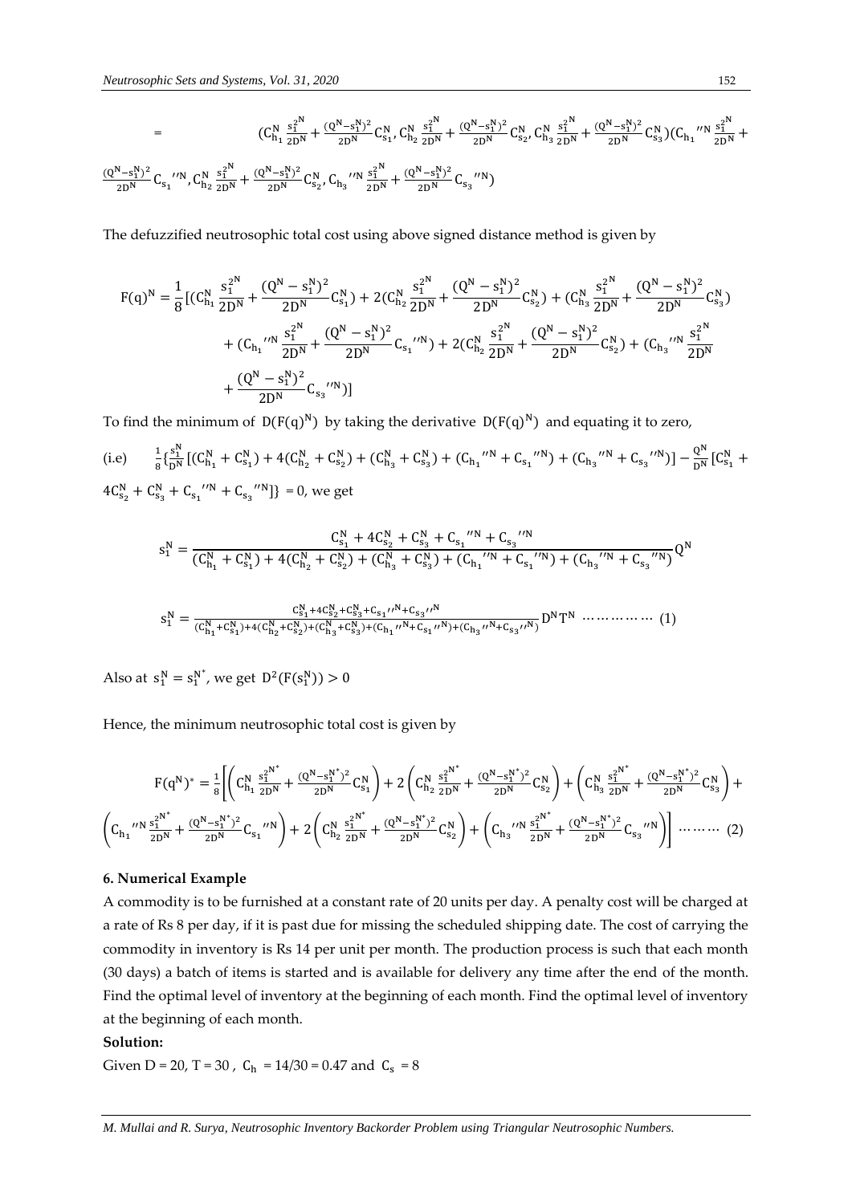$$= \left(C_{h_1}^N \frac{s_1^{2^N}}{2D^N} + \frac{(Q^N - s_1^N)^2}{2D^N} C_{s_1}^N, C_{h_2}^N \frac{s_1^{2^N}}{2D^N} + \frac{(Q^N - s_1^N)^2}{2D^N} C_{s_2}^N, C_{h_3}^N \frac{s_1^{2^N}}{2D^N} + \frac{(Q^N - s_1^N)^2}{2D^N} C_{s_3}^N\right)\left(C_{h_1}{''}^N \frac{s_1^{2^N}}{2D^N} + \frac{(Q^N - s_1^N)^2}{2D^N} C_{s_1}{''}^N, C_{h_2}^N \frac{s_1^{2^N}}{2D^N} + \frac{(Q^N - s_1^N)^2}{2D^N} C_{s_2}^N, C_{h_3}{''}^N \frac{s_1^{2^N}}{2D^N} + \frac{(Q^N - s_1^N)^2}{2D^N} C_{s_3}{''}^N\right)$$

The defuzzified neutrosophic total cost using above signed distance method is given by

$$F(q)^N = \frac{1}{8}\Big[\Big(C_{h_1}^N \frac{s_1^{2^N}}{2D^N} + \frac{(Q^N - s_1^N)^2}{2D^N} C_{s_1}^N\Big) + 2\Big(C_{h_2}^N \frac{s_1^{2^N}}{2D^N} + \frac{(Q^N - s_1^N)^2}{2D^N} C_{s_2}^N\Big) + \Big(C_{h_3}^N \frac{s_1^{2^N}}{2D^N} + \frac{(Q^N - s_1^N)^2}{2D^N} C_{s_3}^N\Big) + \Big(C_{h_1}{''}^N \frac{s_1^{2^N}}{2D^N} + \frac{(Q^N - s_1^N)^2}{2D^N} C_{s_1}{''}^N\Big) + 2\Big(C_{h_2}^N \frac{s_1^{2^N}}{2D^N} + \frac{(Q^N - s_1^N)^2}{2D^N} C_{s_2}^N\Big) + \Big(C_{h_3}{''}^N \frac{s_1^{2^N}}{2D^N} + \frac{(Q^N - s_1^N)^2}{2D^N} C_{s_3}{''}^N\Big)\Big]$$

To find the minimum of $D(F(q)^N)$ by taking the derivative $D(F(q)^N)$ and equating it to zero,

(i.e) $\frac{1}{8}\{\frac{s_1^N}{D^N}[(C_{h_1}^N + C_{s_1}^N) + 4(C_{h_2}^N + C_{s_2}^N) + (C_{h_3}^N + C_{s_3}^N) + (C_{h_1}{''}^N + C_{s_1}{''}^N) + (C_{h_3}{''}^N + C_{s_3}{''}^N)] - \frac{Q^N}{D^N}[C_{s_1}^N + 4C_{s_2}^N + C_{s_3}^N + C_{s_1}{''}^N + C_{s_3}{''}^N]\} = 0$, we get

$$s_1^N = \frac{C_{s_1}^N + 4C_{s_2}^N + C_{s_3}^N + C_{s_1}{''}^N + C_{s_3}{''}^N}{(C_{h_1}^N + C_{s_1}^N) + 4(C_{h_2}^N + C_{s_2}^N) + (C_{h_3}^N + C_{s_3}^N) + (C_{h_1}{''}^N + C_{s_1}{''}^N) + (C_{h_3}{''}^N + C_{s_3}{''}^N)} Q^N$$

$$s_1^N = \frac{C_{s_1}^N + 4C_{s_2}^N + C_{s_3}^N + C_{s_1}{''}^N + C_{s_3}{''}^N}{(C_{h_1}^N + C_{s_1}^N) + 4(C_{h_2}^N + C_{s_2}^N) + (C_{h_3}^N + C_{s_3}^N) + (C_{h_1}{''}^N + C_{s_1}{''}^N) + (C_{h_3}{''}^N + C_{s_3}{''}^N)} D^N T^N \quad \ldots\ldots\ldots\ldots\ldots (1)$$

Also at $s_1^N = s_1^{N^*}$, we get $D^2(F(s_1^N)) > 0$

Hence, the minimum neutrosophic total cost is given by

$$F(q^N)^* = \frac{1}{8}\Bigg[\left(C_{h_1}^N \frac{s_1^{2^{N^*}}}{2D^N} + \frac{(Q^N - s_1^{N^*})^2}{2D^N} C_{s_1}^N\right) + 2\left(C_{h_2}^N \frac{s_1^{2^{N^*}}}{2D^N} + \frac{(Q^N - s_1^{N^*})^2}{2D^N} C_{s_2}^N\right) + \left(C_{h_3}^N \frac{s_1^{2^{N^*}}}{2D^N} + \frac{(Q^N - s_1^{N^*})^2}{2D^N} C_{s_3}^N\right) + \left(C_{h_1}{''}^N \frac{s_1^{2^{N^*}}}{2D^N} + \frac{(Q^N - s_1^{N^*})^2}{2D^N} C_{s_1}{''}^N\right) + 2\left(C_{h_2}^N \frac{s_1^{2^{N^*}}}{2D^N} + \frac{(Q^N - s_1^{N^*})^2}{2D^N} C_{s_2}^N\right) + \left(C_{h_3}{''}^N \frac{s_1^{2^{N^*}}}{2D^N} + \frac{(Q^N - s_1^{N^*})^2}{2D^N} C_{s_3}{''}^N\right)\Bigg] \quad \ldots\ldots\ldots (2)$$

**6. Numerical Example**

A commodity is to be furnished at a constant rate of 20 units per day. A penalty cost will be charged at a rate of Rs 8 per day, if it is past due for missing the scheduled shipping date. The cost of carrying the commodity in inventory is Rs 14 per unit per month. The production process is such that each month (30 days) a batch of items is started and is available for delivery any time after the end of the month. Find the optimal level of inventory at the beginning of each month. Find the optimal level of inventory at the beginning of each month.

**Solution:**

Given D = 20, T = 30 , $C_h$ = 14/30 = 0.47 and $C_s$ = 8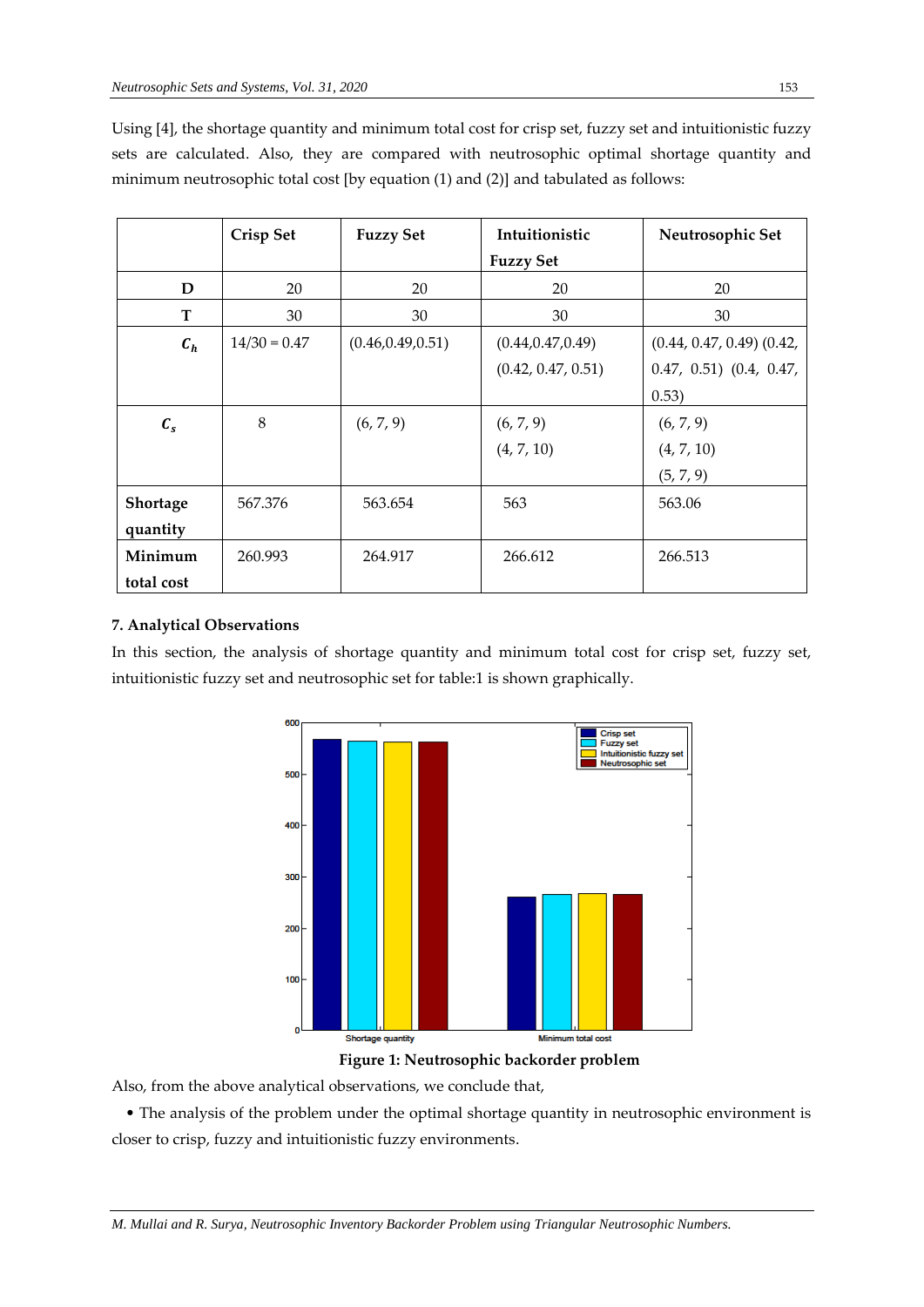Using [4], the shortage quantity and minimum total cost for crisp set, fuzzy set and intuitionistic fuzzy sets are calculated. Also, they are compared with neutrosophic optimal shortage quantity and minimum neutrosophic total cost [by equation (1) and (2)] and tabulated as follows:

| | **Crisp Set** | **Fuzzy Set** | **Intuitionistic Fuzzy Set** | **Neutrosophic Set** |
|---|---|---|---|---|
| **D** | 20 | 20 | 20 | 20 |
| **T** | 30 | 30 | 30 | 30 |
| $C_h$ | 14/30 = 0.47 | (0.46,0.49,0.51) | (0.44,0.47,0.49) (0.42, 0.47, 0.51) | (0.44, 0.47, 0.49) (0.42, 0.47, 0.51) (0.4, 0.47, 0.53) |
| $C_s$ | 8 | (6, 7, 9) | (6, 7, 9) (4, 7, 10) | (6, 7, 9) (4, 7, 10) (5, 7, 9) |
| **Shortage quantity** | 567.376 | 563.654 | 563 | 563.06 |
| **Minimum total cost** | 260.993 | 264.917 | 266.612 | 266.513 |

### 7. Analytical Observations

In this section, the analysis of shortage quantity and minimum total cost for crisp set, fuzzy set, intuitionistic fuzzy set and neutrosophic set for table:1 is shown graphically.

**Figure 1: Neutrosophic backorder problem**

Also, from the above analytical observations, we conclude that,

• The analysis of the problem under the optimal shortage quantity in neutrosophic environment is closer to crisp, fuzzy and intuitionistic fuzzy environments.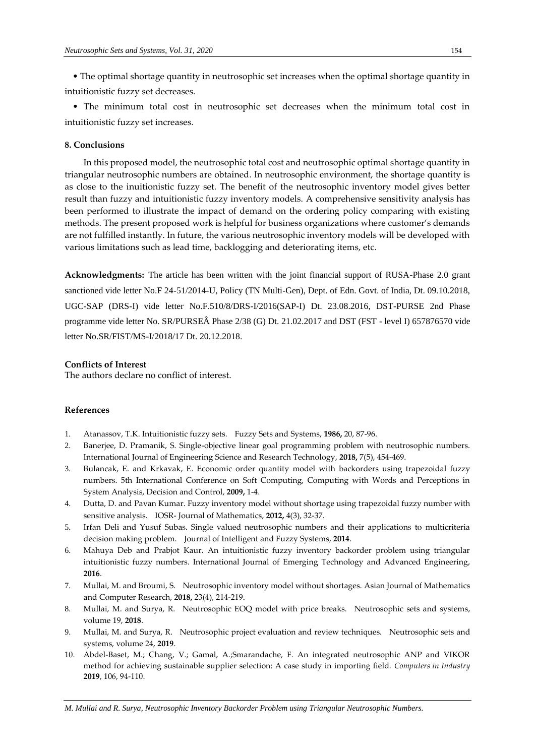• The optimal shortage quantity in neutrosophic set increases when the optimal shortage quantity in intuitionistic fuzzy set decreases.

• The minimum total cost in neutrosophic set decreases when the minimum total cost in intuitionistic fuzzy set increases.

## 8. Conclusions

In this proposed model, the neutrosophic total cost and neutrosophic optimal shortage quantity in triangular neutrosophic numbers are obtained. In neutrosophic environment, the shortage quantity is as close to the inuitionistic fuzzy set. The benefit of the neutrosophic inventory model gives better result than fuzzy and intuitionistic fuzzy inventory models. A comprehensive sensitivity analysis has been performed to illustrate the impact of demand on the ordering policy comparing with existing methods. The present proposed work is helpful for business organizations where customer's demands are not fulfilled instantly. In future, the various neutrosophic inventory models will be developed with various limitations such as lead time, backlogging and deteriorating items, etc.

**Acknowledgments:** The article has been written with the joint financial support of RUSA-Phase 2.0 grant sanctioned vide letter No.F 24-51/2014-U, Policy (TN Multi-Gen), Dept. of Edn. Govt. of India, Dt. 09.10.2018, UGC-SAP (DRS-I) vide letter No.F.510/8/DRS-I/2016(SAP-I) Dt. 23.08.2016, DST-PURSE 2nd Phase programme vide letter No. SR/PURSEÂ Phase 2/38 (G) Dt. 21.02.2017 and DST (FST - level I) 657876570 vide letter No.SR/FIST/MS-I/2018/17 Dt. 20.12.2018.

**Conflicts of Interest**

The authors declare no conflict of interest.

## References

1. Atanassov, T.K. Intuitionistic fuzzy sets. Fuzzy Sets and Systems, **1986,** 20, 87-96.
2. Banerjee, D. Pramanik, S. Single-objective linear goal programming problem with neutrosophic numbers. International Journal of Engineering Science and Research Technology, **2018,** 7(5), 454-469.
3. Bulancak, E. and Krkavak, E. Economic order quantity model with backorders using trapezoidal fuzzy numbers. 5th International Conference on Soft Computing, Computing with Words and Perceptions in System Analysis, Decision and Control, **2009,** 1-4.
4. Dutta, D. and Pavan Kumar. Fuzzy inventory model without shortage using trapezoidal fuzzy number with sensitive analysis. IOSR- Journal of Mathematics, **2012,** 4(3), 32-37.
5. Irfan Deli and Yusuf Subas. Single valued neutrosophic numbers and their applications to multicriteria decision making problem. Journal of Intelligent and Fuzzy Systems, **2014**.
6. Mahuya Deb and Prabjot Kaur. An intuitionistic fuzzy inventory backorder problem using triangular intuitionistic fuzzy numbers. International Journal of Emerging Technology and Advanced Engineering, **2016**.
7. Mullai, M. and Broumi, S. Neutrosophic inventory model without shortages. Asian Journal of Mathematics and Computer Research, **2018,** 23(4), 214-219.
8. Mullai, M. and Surya, R. Neutrosophic EOQ model with price breaks. Neutrosophic sets and systems, volume 19, **2018**.
9. Mullai, M. and Surya, R. Neutrosophic project evaluation and review techniques. Neutrosophic sets and systems, volume 24, **2019**.
10. Abdel-Baset, M.; Chang, V.; Gamal, A.;Smarandache, F. An integrated neutrosophic ANP and VIKOR method for achieving sustainable supplier selection: A case study in importing field. *Computers in Industry* **2019**, 106, 94-110.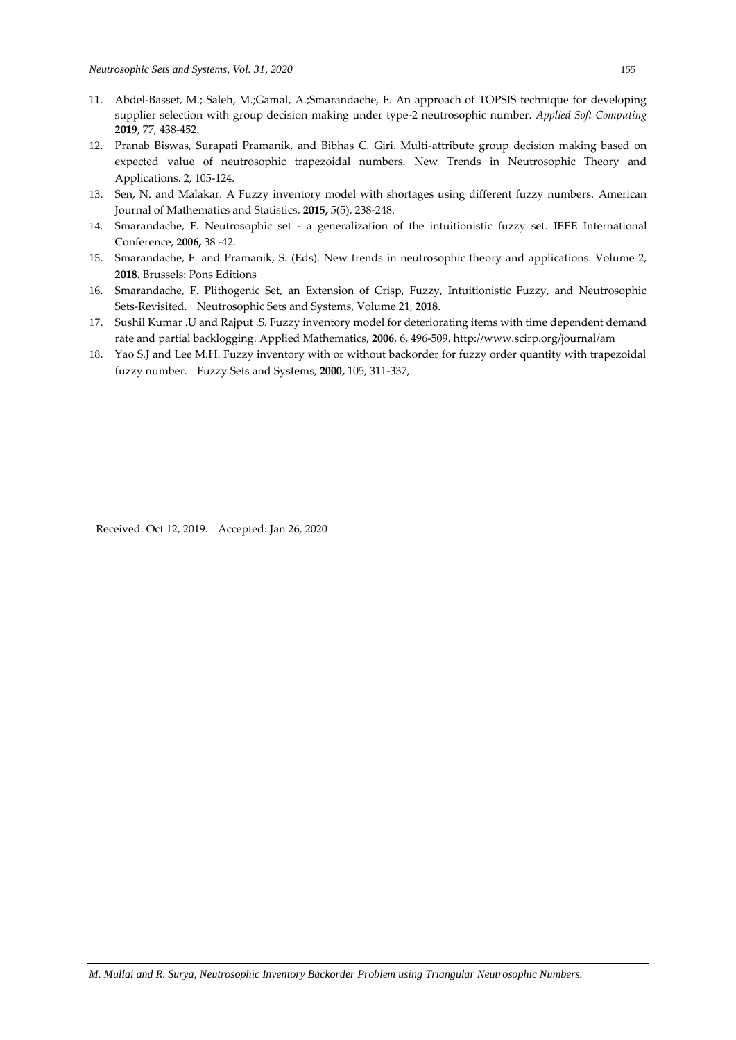11. Abdel-Basset, M.; Saleh, M.;Gamal, A.;Smarandache, F. An approach of TOPSIS technique for developing supplier selection with group decision making under type-2 neutrosophic number. *Applied Soft Computing* **2019**, 77, 438-452.
12. Pranab Biswas, Surapati Pramanik, and Bibhas C. Giri. Multi-attribute group decision making based on expected value of neutrosophic trapezoidal numbers. New Trends in Neutrosophic Theory and Applications. 2, 105-124.
13. Sen, N. and Malakar. A Fuzzy inventory model with shortages using different fuzzy numbers. American Journal of Mathematics and Statistics, **2015,** 5(5), 238-248.
14. Smarandache, F. Neutrosophic set - a generalization of the intuitionistic fuzzy set. IEEE International Conference, **2006,** 38 -42.
15. Smarandache, F. and Pramanik, S. (Eds). New trends in neutrosophic theory and applications. Volume 2, **2018.** Brussels: Pons Editions
16. Smarandache, F. Plithogenic Set, an Extension of Crisp, Fuzzy, Intuitionistic Fuzzy, and Neutrosophic Sets-Revisited. Neutrosophic Sets and Systems, Volume 21, **2018**.
17. Sushil Kumar .U and Rajput .S. Fuzzy inventory model for deteriorating items with time dependent demand rate and partial backlogging. Applied Mathematics, **2006**, 6, 496-509. http://www.scirp.org/journal/am
18. Yao S.J and Lee M.H. Fuzzy inventory with or without backorder for fuzzy order quantity with trapezoidal fuzzy number. Fuzzy Sets and Systems, **2000,** 105, 311-337,

Received: Oct 12, 2019. Accepted: Jan 26, 2020